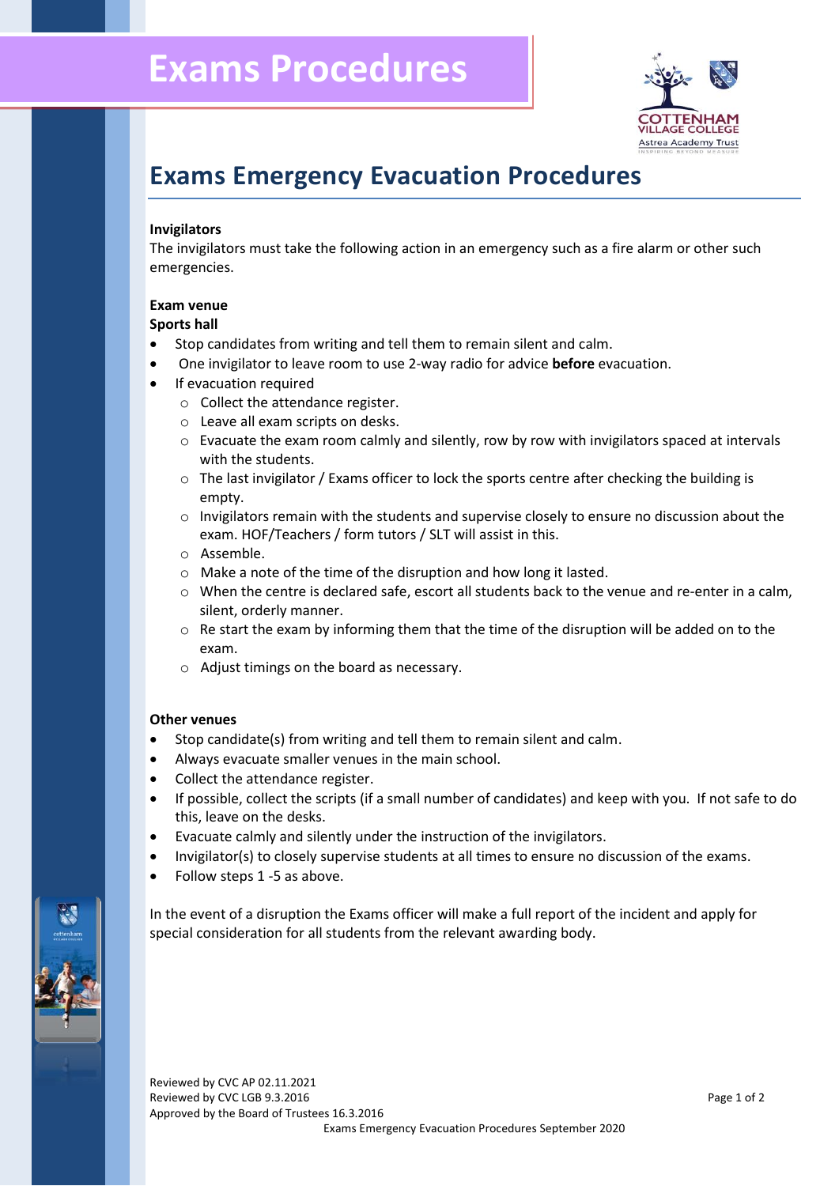# Exams Procedures

## Exams Emergency Evacuation Procedures

**Invigilators**

The invigilators must take the following action in an emergency such as a fire alarm or other such emergencies.

**Exam venue**

**Sports hall**

- Stop candidates from writing and tell them to remain silent and calm.
- One invigilator to leave room to use 2-way radio for advice **before** evacuation.
- If evacuation required
  - Collect the attendance register.
  - Leave all exam scripts on desks.
  - Evacuate the exam room calmly and silently, row by row with invigilators spaced at intervals with the students.
  - The last invigilator / Exams officer to lock the sports centre after checking the building is empty.
  - Invigilators remain with the students and supervise closely to ensure no discussion about the exam. HOF/Teachers / form tutors / SLT will assist in this.
  - Assemble.
  - Make a note of the time of the disruption and how long it lasted.
  - When the centre is declared safe, escort all students back to the venue and re-enter in a calm, silent, orderly manner.
  - Re start the exam by informing them that the time of the disruption will be added on to the exam.
  - Adjust timings on the board as necessary.

**Other venues**

- Stop candidate(s) from writing and tell them to remain silent and calm.
- Always evacuate smaller venues in the main school.
- Collect the attendance register.
- If possible, collect the scripts (if a small number of candidates) and keep with you. If not safe to do this, leave on the desks.
- Evacuate calmly and silently under the instruction of the invigilators.
- Invigilator(s) to closely supervise students at all times to ensure no discussion of the exams.
- Follow steps 1 -5 as above.

In the event of a disruption the Exams officer will make a full report of the incident and apply for special consideration for all students from the relevant awarding body.

Reviewed by CVC AP 02.11.2021
Reviewed by CVC LGB 9.3.2016
Approved by the Board of Trustees 16.3.2016
Exams Emergency Evacuation Procedures September 2020